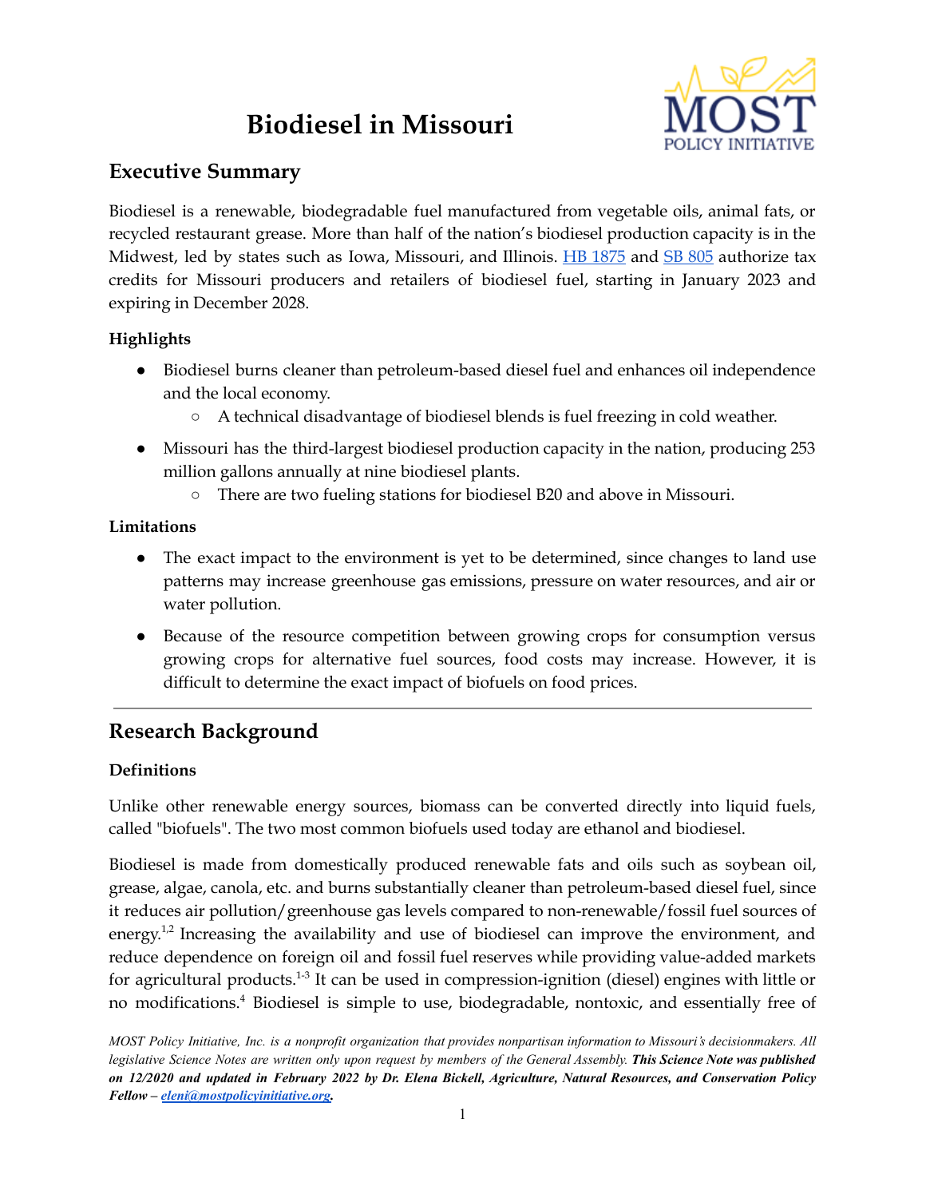# Biodiesel in Missouri

MOST POLICY INITIATIVE

## Executive Summary

Biodiesel is a renewable, biodegradable fuel manufactured from vegetable oils, animal fats, or recycled restaurant grease. More than half of the nation's biodiesel production capacity is in the Midwest, led by states such as Iowa, Missouri, and Illinois. [HB 1875]() and [SB 805]() authorize tax credits for Missouri producers and retailers of biodiesel fuel, starting in January 2023 and expiring in December 2028.

### Highlights

- Biodiesel burns cleaner than petroleum-based diesel fuel and enhances oil independence and the local economy.
  - A technical disadvantage of biodiesel blends is fuel freezing in cold weather.
- Missouri has the third-largest biodiesel production capacity in the nation, producing 253 million gallons annually at nine biodiesel plants.
  - There are two fueling stations for biodiesel B20 and above in Missouri.

### Limitations

- The exact impact to the environment is yet to be determined, since changes to land use patterns may increase greenhouse gas emissions, pressure on water resources, and air or water pollution.
- Because of the resource competition between growing crops for consumption versus growing crops for alternative fuel sources, food costs may increase. However, it is difficult to determine the exact impact of biofuels on food prices.

---

## Research Background

### Definitions

Unlike other renewable energy sources, biomass can be converted directly into liquid fuels, called "biofuels". The two most common biofuels used today are ethanol and biodiesel.

Biodiesel is made from domestically produced renewable fats and oils such as soybean oil, grease, algae, canola, etc. and burns substantially cleaner than petroleum-based diesel fuel, since it reduces air pollution/greenhouse gas levels compared to non-renewable/fossil fuel sources of energy.[1,2] Increasing the availability and use of biodiesel can improve the environment, and reduce dependence on foreign oil and fossil fuel reserves while providing value-added markets for agricultural products.[1-3] It can be used in compression-ignition (diesel) engines with little or no modifications.[4] Biodiesel is simple to use, biodegradable, nontoxic, and essentially free of

*MOST Policy Initiative, Inc. is a nonprofit organization that provides nonpartisan information to Missouri's decisionmakers. All legislative Science Notes are written only upon request by members of the General Assembly.* ***This Science Note was published on 12/2020 and updated in February 2022 by Dr. Elena Bickell, Agriculture, Natural Resources, and Conservation Policy Fellow – [eleni@mostpolicyinitiative.org](mailto:eleni@mostpolicyinitiative.org).***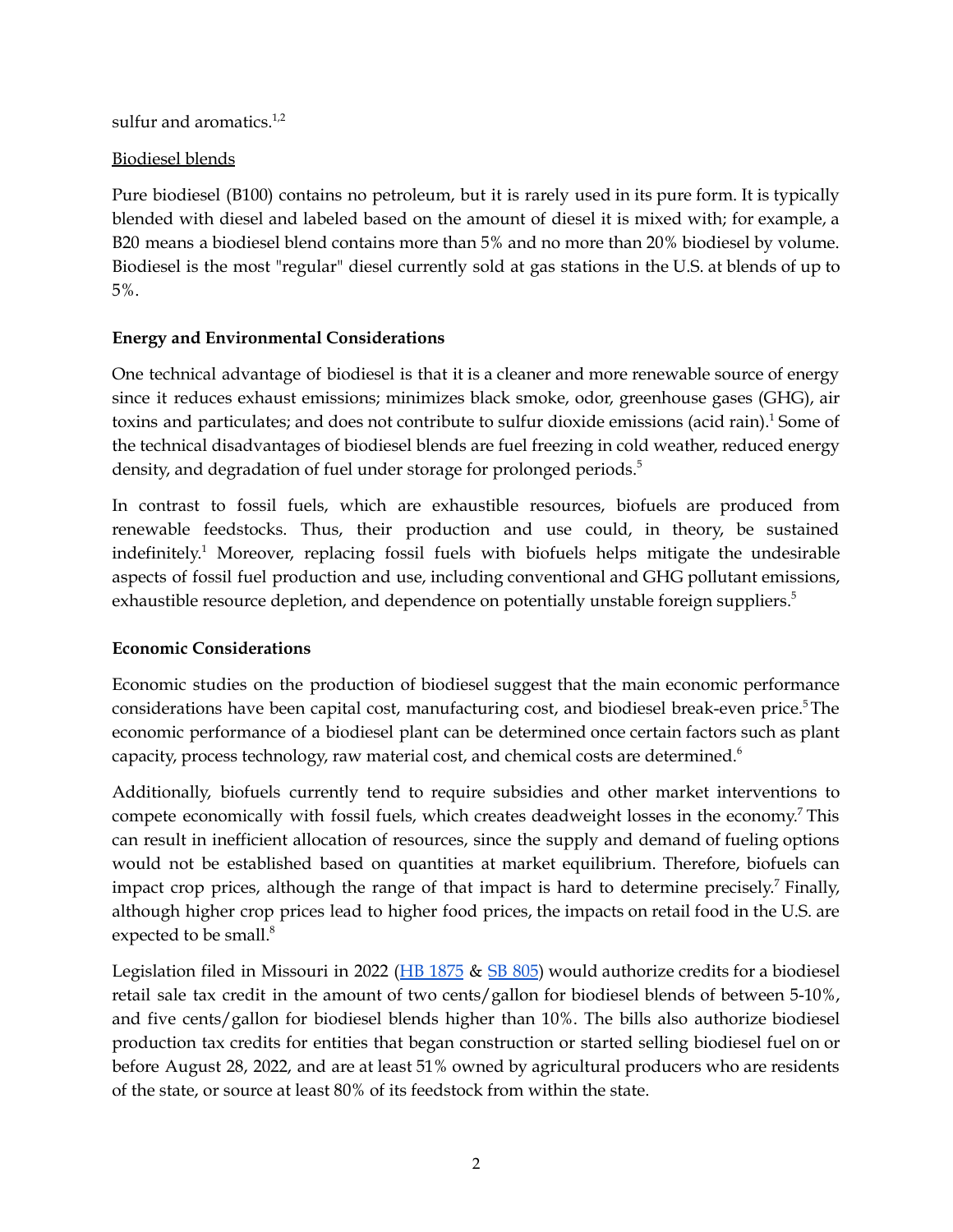sulfur and aromatics.[1,2]

Biodiesel blends

Pure biodiesel (B100) contains no petroleum, but it is rarely used in its pure form. It is typically blended with diesel and labeled based on the amount of diesel it is mixed with; for example, a B20 means a biodiesel blend contains more than 5% and no more than 20% biodiesel by volume. Biodiesel is the most "regular" diesel currently sold at gas stations in the U.S. at blends of up to 5%.

**Energy and Environmental Considerations**

One technical advantage of biodiesel is that it is a cleaner and more renewable source of energy since it reduces exhaust emissions; minimizes black smoke, odor, greenhouse gases (GHG), air toxins and particulates; and does not contribute to sulfur dioxide emissions (acid rain).[1] Some of the technical disadvantages of biodiesel blends are fuel freezing in cold weather, reduced energy density, and degradation of fuel under storage for prolonged periods.[5]

In contrast to fossil fuels, which are exhaustible resources, biofuels are produced from renewable feedstocks. Thus, their production and use could, in theory, be sustained indefinitely.[1] Moreover, replacing fossil fuels with biofuels helps mitigate the undesirable aspects of fossil fuel production and use, including conventional and GHG pollutant emissions, exhaustible resource depletion, and dependence on potentially unstable foreign suppliers.[5]

**Economic Considerations**

Economic studies on the production of biodiesel suggest that the main economic performance considerations have been capital cost, manufacturing cost, and biodiesel break-even price.[5] The economic performance of a biodiesel plant can be determined once certain factors such as plant capacity, process technology, raw material cost, and chemical costs are determined.[6]

Additionally, biofuels currently tend to require subsidies and other market interventions to compete economically with fossil fuels, which creates deadweight losses in the economy.[7] This can result in inefficient allocation of resources, since the supply and demand of fueling options would not be established based on quantities at market equilibrium. Therefore, biofuels can impact crop prices, although the range of that impact is hard to determine precisely.[7] Finally, although higher crop prices lead to higher food prices, the impacts on retail food in the U.S. are expected to be small.[8]

Legislation filed in Missouri in 2022 (HB 1875 & SB 805) would authorize credits for a biodiesel retail sale tax credit in the amount of two cents/gallon for biodiesel blends of between 5-10%, and five cents/gallon for biodiesel blends higher than 10%. The bills also authorize biodiesel production tax credits for entities that began construction or started selling biodiesel fuel on or before August 28, 2022, and are at least 51% owned by agricultural producers who are residents of the state, or source at least 80% of its feedstock from within the state.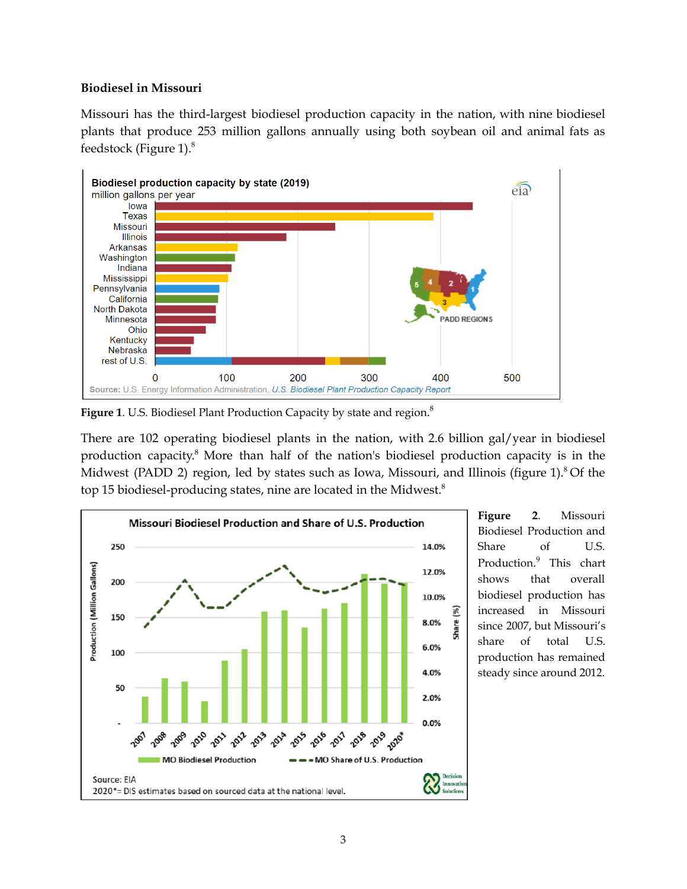### Biodiesel in Missouri

Missouri has the third-largest biodiesel production capacity in the nation, with nine biodiesel plants that produce 253 million gallons annually using both soybean oil and animal fats as feedstock (Figure 1).[8]

**Figure 1**. U.S. Biodiesel Plant Production Capacity by state and region.[8]

There are 102 operating biodiesel plants in the nation, with 2.6 billion gal/year in biodiesel production capacity.[8] More than half of the nation's biodiesel production capacity is in the Midwest (PADD 2) region, led by states such as Iowa, Missouri, and Illinois (figure 1).[8] Of the top 15 biodiesel-producing states, nine are located in the Midwest.[8]

**Figure 2**. Missouri Biodiesel Production and Share of U.S. Production.[9] This chart shows that overall biodiesel production has increased in Missouri since 2007, but Missouri's share of total U.S. production has remained steady since around 2012.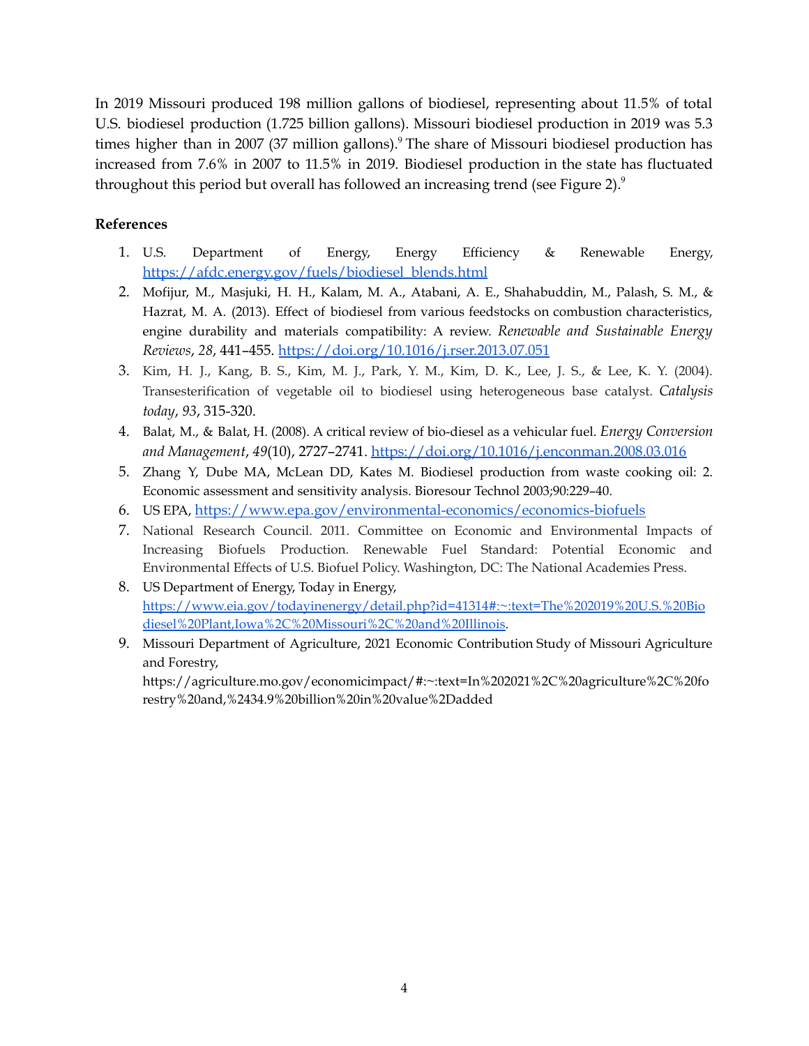In 2019 Missouri produced 198 million gallons of biodiesel, representing about 11.5% of total U.S. biodiesel production (1.725 billion gallons). Missouri biodiesel production in 2019 was 5.3 times higher than in 2007 (37 million gallons).[9] The share of Missouri biodiesel production has increased from 7.6% in 2007 to 11.5% in 2019. Biodiesel production in the state has fluctuated throughout this period but overall has followed an increasing trend (see Figure 2).[9]

**References**

1. U.S. Department of Energy, Energy Efficiency & Renewable Energy, https://afdc.energy.gov/fuels/biodiesel_blends.html
2. Mofijur, M., Masjuki, H. H., Kalam, M. A., Atabani, A. E., Shahabuddin, M., Palash, S. M., & Hazrat, M. A. (2013). Effect of biodiesel from various feedstocks on combustion characteristics, engine durability and materials compatibility: A review. *Renewable and Sustainable Energy Reviews*, *28*, 441–455. https://doi.org/10.1016/j.rser.2013.07.051
3. Kim, H. J., Kang, B. S., Kim, M. J., Park, Y. M., Kim, D. K., Lee, J. S., & Lee, K. Y. (2004). Transesterification of vegetable oil to biodiesel using heterogeneous base catalyst. *Catalysis today*, *93*, 315-320.
4. Balat, M., & Balat, H. (2008). A critical review of bio-diesel as a vehicular fuel. *Energy Conversion and Management*, *49*(10), 2727–2741. https://doi.org/10.1016/j.enconman.2008.03.016
5. Zhang Y, Dube MA, McLean DD, Kates M. Biodiesel production from waste cooking oil: 2. Economic assessment and sensitivity analysis. Bioresour Technol 2003;90:229–40.
6. US EPA, https://www.epa.gov/environmental-economics/economics-biofuels
7. National Research Council. 2011. Committee on Economic and Environmental Impacts of Increasing Biofuels Production. Renewable Fuel Standard: Potential Economic and Environmental Effects of U.S. Biofuel Policy. Washington, DC: The National Academies Press.
8. US Department of Energy, Today in Energy, https://www.eia.gov/todayinenergy/detail.php?id=41314#:~:text=The%202019%20U.S.%20Biodiesel%20Plant,Iowa%2C%20Missouri%2C%20and%20Illinois.
9. Missouri Department of Agriculture, 2021 Economic Contribution Study of Missouri Agriculture and Forestry, https://agriculture.mo.gov/economicimpact/#:~:text=In%202021%2C%20agriculture%2C%20forestry%20and,%2434.9%20billion%20in%20value%2Dadded